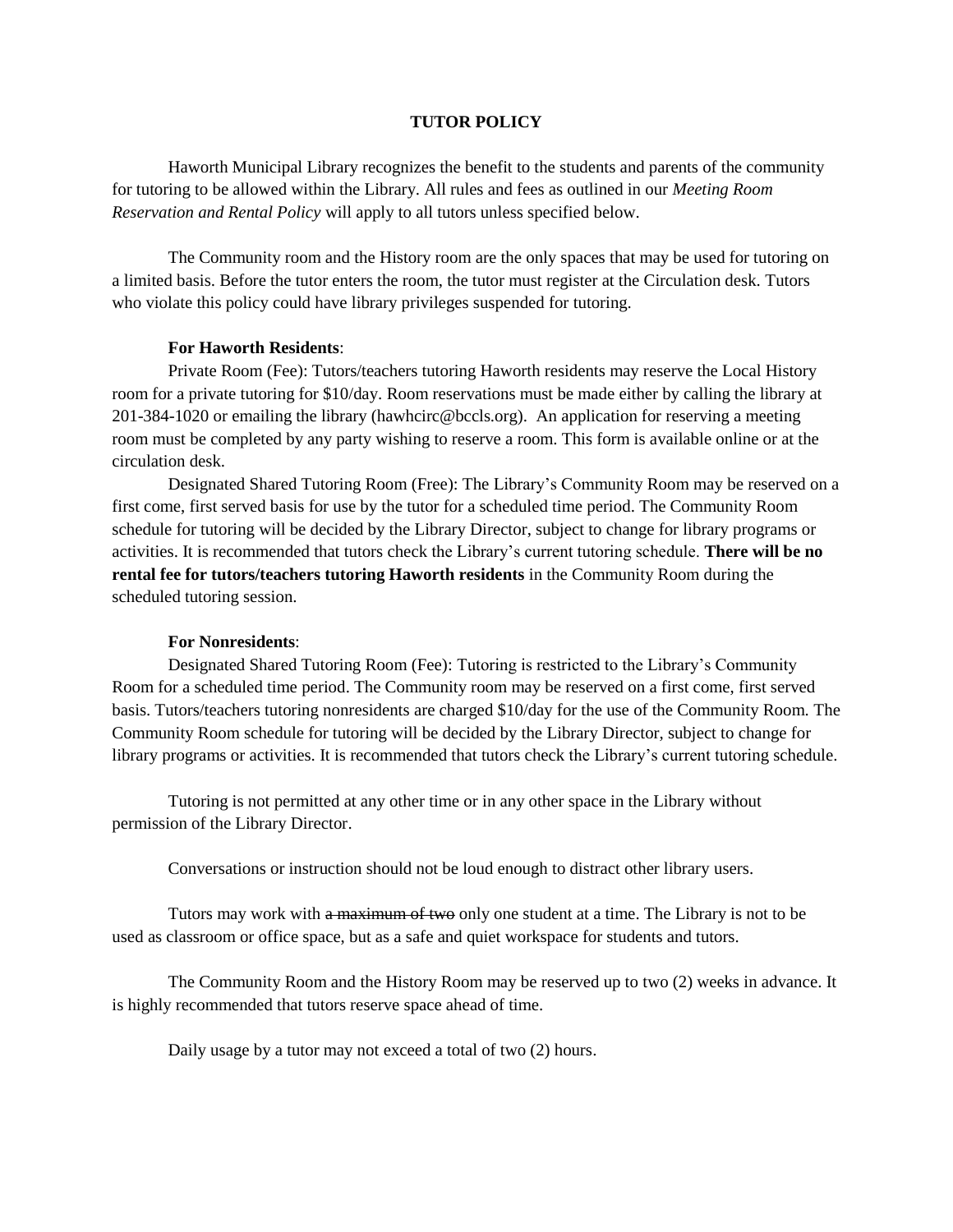# TUTOR POLICY

Haworth Municipal Library recognizes the benefit to the students and parents of the community for tutoring to be allowed within the Library. All rules and fees as outlined in our *Meeting Room Reservation and Rental Policy* will apply to all tutors unless specified below.

The Community room and the History room are the only spaces that may be used for tutoring on a limited basis. Before the tutor enters the room, the tutor must register at the Circulation desk. Tutors who violate this policy could have library privileges suspended for tutoring.

**For Haworth Residents**:

Private Room (Fee): Tutors/teachers tutoring Haworth residents may reserve the Local History room for a private tutoring for $10/day. Room reservations must be made either by calling the library at 201-384-1020 or emailing the library (hawhcirc@bccls.org). An application for reserving a meeting room must be completed by any party wishing to reserve a room. This form is available online or at the circulation desk.

Designated Shared Tutoring Room (Free): The Library's Community Room may be reserved on a first come, first served basis for use by the tutor for a scheduled time period. The Community Room schedule for tutoring will be decided by the Library Director, subject to change for library programs or activities. It is recommended that tutors check the Library's current tutoring schedule. **There will be no rental fee for tutors/teachers tutoring Haworth residents** in the Community Room during the scheduled tutoring session.

**For Nonresidents**:

Designated Shared Tutoring Room (Fee): Tutoring is restricted to the Library's Community Room for a scheduled time period. The Community room may be reserved on a first come, first served basis. Tutors/teachers tutoring nonresidents are charged $10/day for the use of the Community Room. The Community Room schedule for tutoring will be decided by the Library Director, subject to change for library programs or activities. It is recommended that tutors check the Library's current tutoring schedule.

Tutoring is not permitted at any other time or in any other space in the Library without permission of the Library Director.

Conversations or instruction should not be loud enough to distract other library users.

Tutors may work with ~~a maximum of two~~ only one student at a time. The Library is not to be used as classroom or office space, but as a safe and quiet workspace for students and tutors.

The Community Room and the History Room may be reserved up to two (2) weeks in advance. It is highly recommended that tutors reserve space ahead of time.

Daily usage by a tutor may not exceed a total of two (2) hours.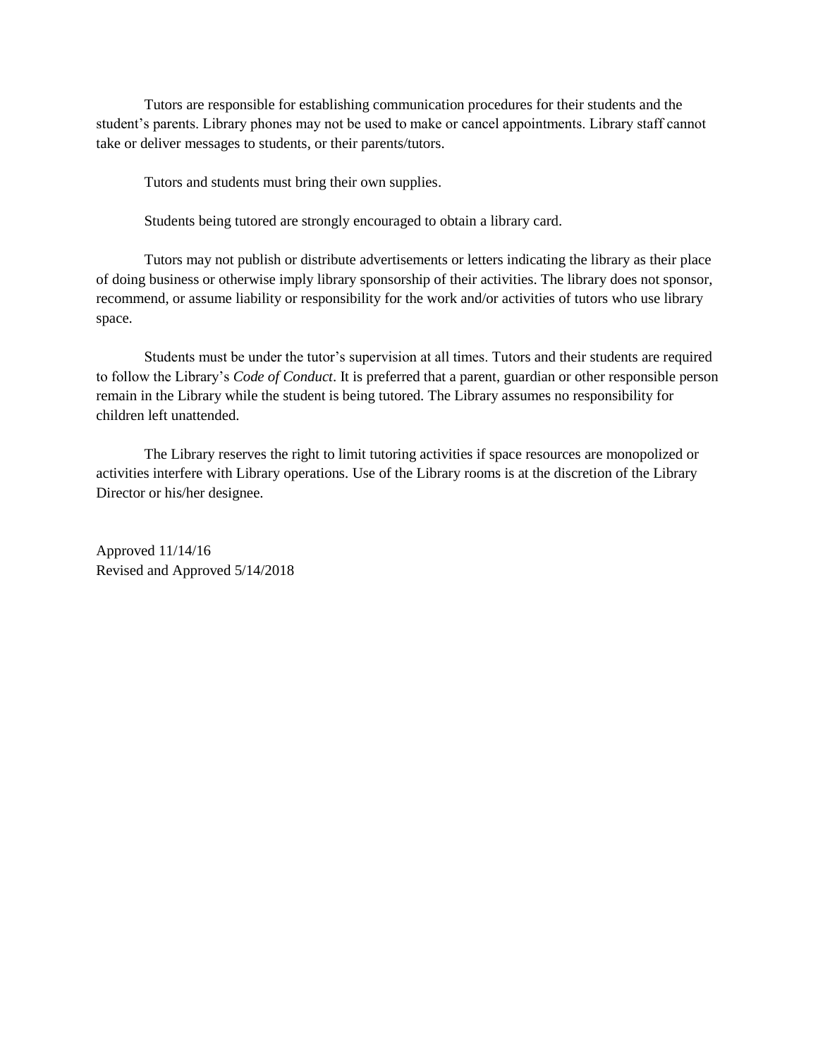Tutors are responsible for establishing communication procedures for their students and the student's parents. Library phones may not be used to make or cancel appointments. Library staff cannot take or deliver messages to students, or their parents/tutors.

Tutors and students must bring their own supplies.

Students being tutored are strongly encouraged to obtain a library card.

Tutors may not publish or distribute advertisements or letters indicating the library as their place of doing business or otherwise imply library sponsorship of their activities. The library does not sponsor, recommend, or assume liability or responsibility for the work and/or activities of tutors who use library space.

Students must be under the tutor's supervision at all times. Tutors and their students are required to follow the Library's *Code of Conduct*. It is preferred that a parent, guardian or other responsible person remain in the Library while the student is being tutored. The Library assumes no responsibility for children left unattended.

The Library reserves the right to limit tutoring activities if space resources are monopolized or activities interfere with Library operations. Use of the Library rooms is at the discretion of the Library Director or his/her designee.

Approved 11/14/16
Revised and Approved 5/14/2018